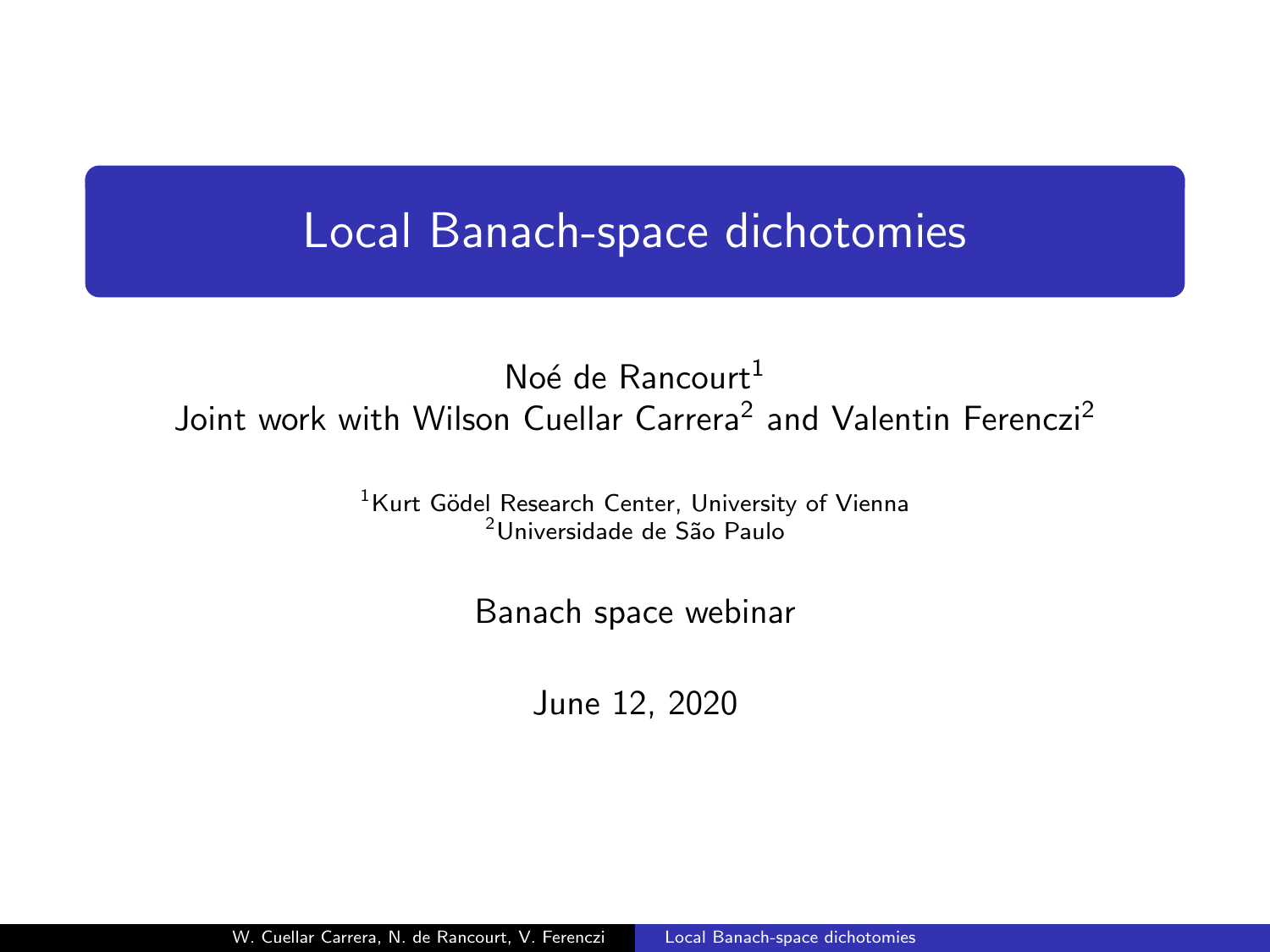# Local Banach-space dichotomies

Noé de Rancourt[1]
Joint work with Wilson Cuellar Carrera[2] and Valentin Ferenczi[2]

[1]Kurt Gödel Research Center, University of Vienna
[2]Universidade de São Paulo

Banach space webinar

June 12, 2020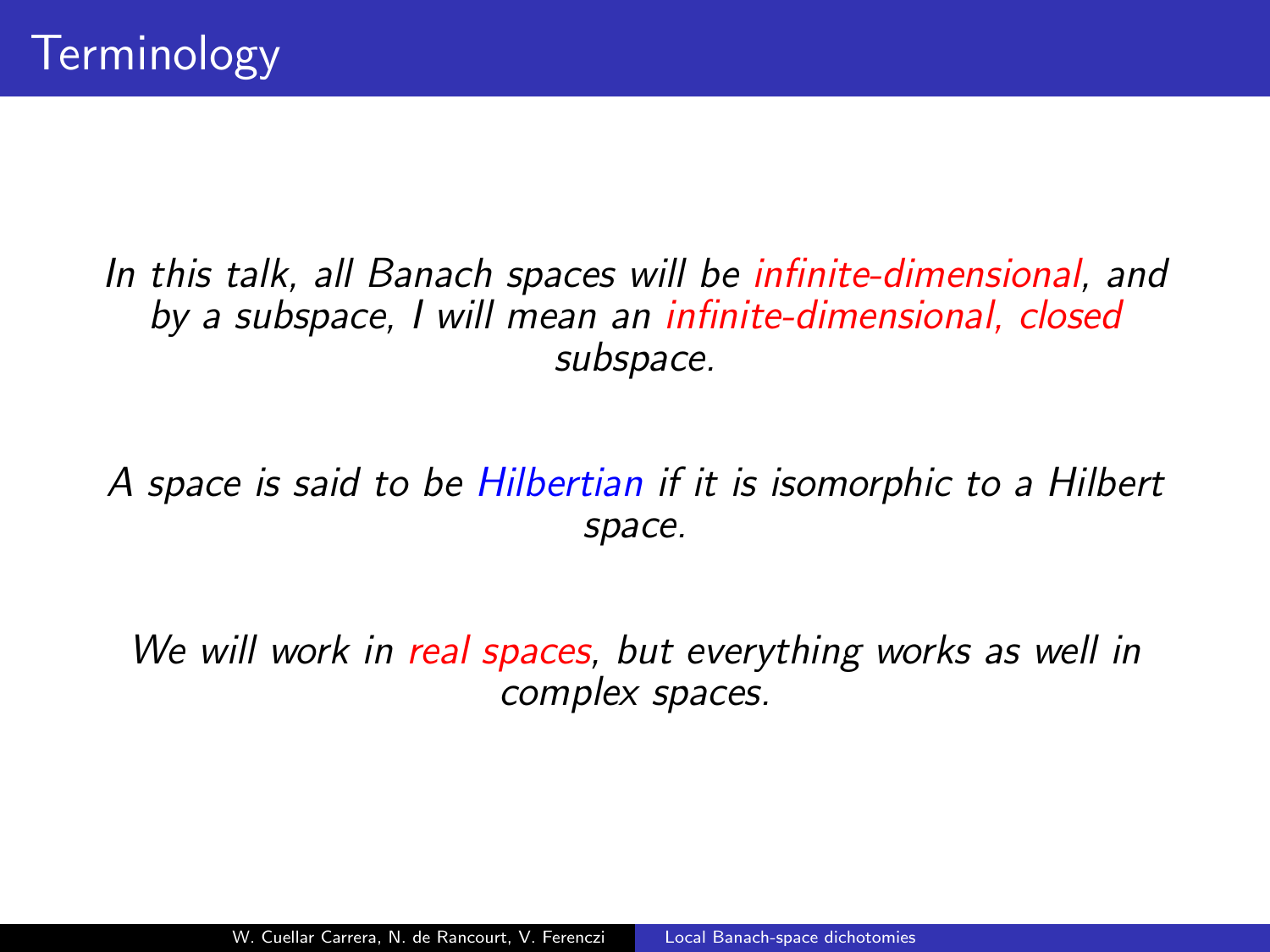# Terminology

*In this talk, all Banach spaces will be infinite-dimensional, and by a subspace, I will mean an infinite-dimensional, closed subspace.*

*A space is said to be Hilbertian if it is isomorphic to a Hilbert space.*

*We will work in real spaces, but everything works as well in complex spaces.*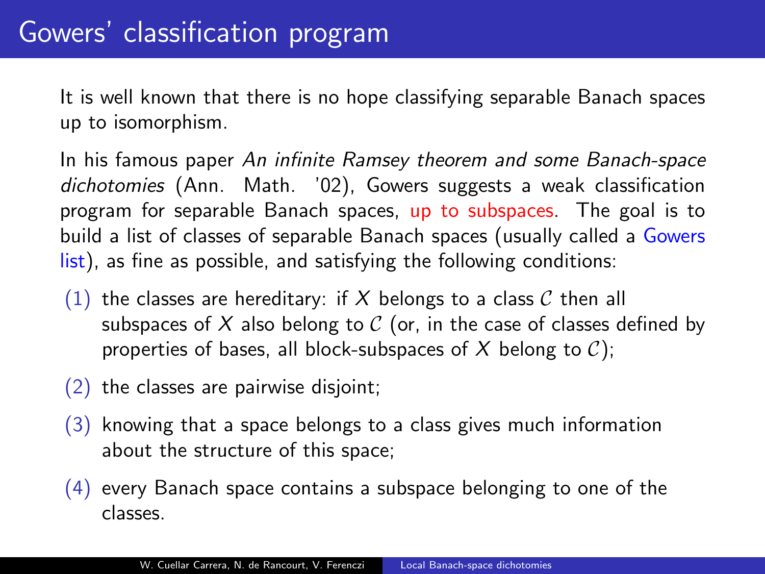# Gowers' classification program

It is well known that there is no hope classifying separable Banach spaces up to isomorphism.

In his famous paper *An infinite Ramsey theorem and some Banach-space dichotomies* (Ann. Math. '02), Gowers suggests a weak classification program for separable Banach spaces, up to subspaces. The goal is to build a list of classes of separable Banach spaces (usually called a Gowers list), as fine as possible, and satisfying the following conditions:

(1) the classes are hereditary: if $X$ belongs to a class $\mathcal{C}$ then all subspaces of $X$ also belong to $\mathcal{C}$ (or, in the case of classes defined by properties of bases, all block-subspaces of $X$ belong to $\mathcal{C}$);

(2) the classes are pairwise disjoint;

(3) knowing that a space belongs to a class gives much information about the structure of this space;

(4) every Banach space contains a subspace belonging to one of the classes.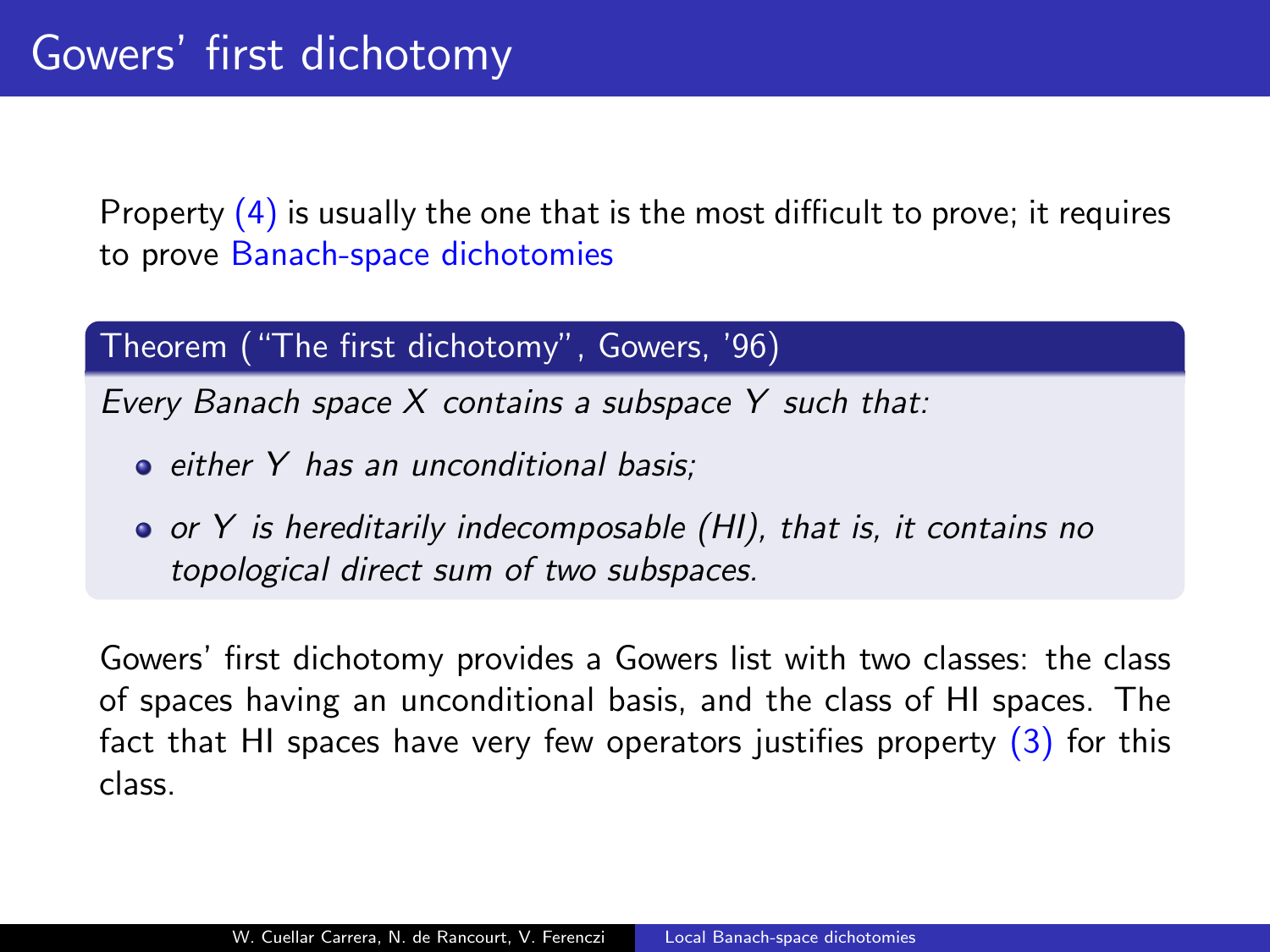# Gowers' first dichotomy

Property (4) is usually the one that is the most difficult to prove; it requires to prove Banach-space dichotomies

**Theorem ("The first dichotomy", Gowers, '96)**

*Every Banach space $X$ contains a subspace $Y$ such that:*

- *either $Y$ has an unconditional basis;*
- *or $Y$ is hereditarily indecomposable (HI), that is, it contains no topological direct sum of two subspaces.*

Gowers' first dichotomy provides a Gowers list with two classes: the class of spaces having an unconditional basis, and the class of HI spaces. The fact that HI spaces have very few operators justifies property (3) for this class.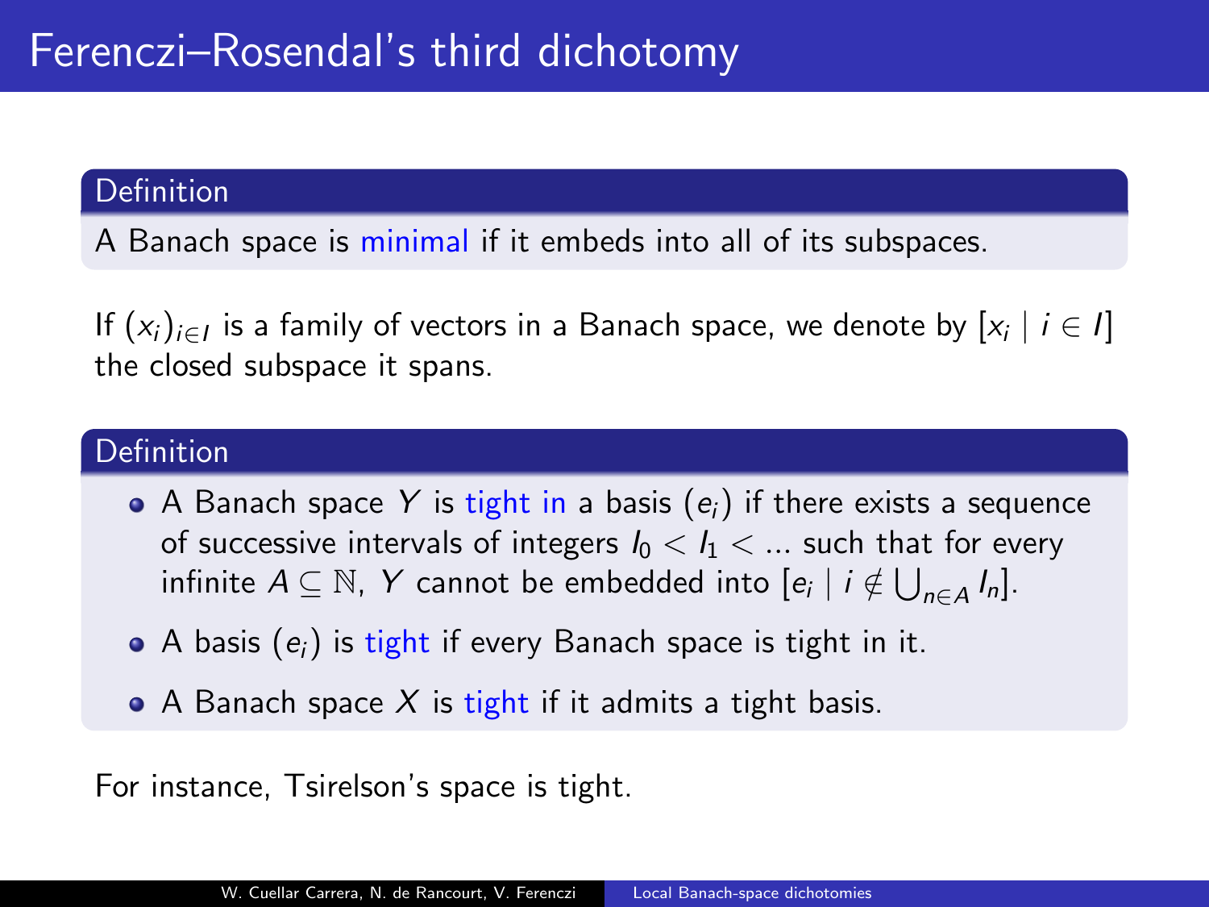# Ferenczi–Rosendal's third dichotomy

**Definition**

A Banach space is minimal if it embeds into all of its subspaces.

If $(x_i)_{i \in I}$ is a family of vectors in a Banach space, we denote by $[x_i \mid i \in I]$ the closed subspace it spans.

**Definition**

- A Banach space $Y$ is tight in a basis $(e_i)$ if there exists a sequence of successive intervals of integers $I_0 < I_1 < \ldots$ such that for every infinite $A \subseteq \mathbb{N}$, $Y$ cannot be embedded into $[e_i \mid i \notin \bigcup_{n \in A} I_n]$.
- A basis $(e_i)$ is tight if every Banach space is tight in it.
- A Banach space $X$ is tight if it admits a tight basis.

For instance, Tsirelson's space is tight.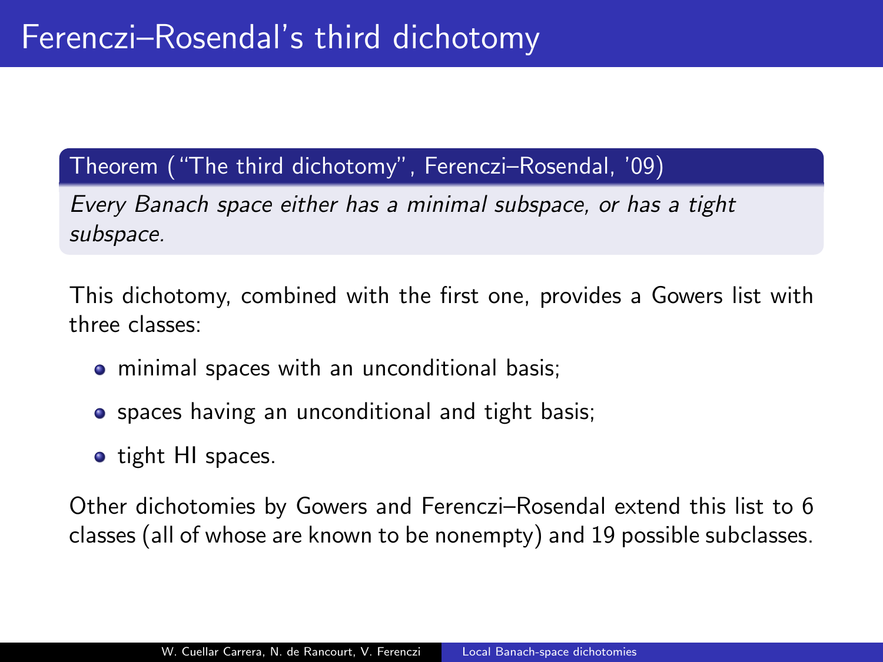# Ferenczi–Rosendal's third dichotomy

**Theorem ("The third dichotomy", Ferenczi–Rosendal, '09)**

*Every Banach space either has a minimal subspace, or has a tight subspace.*

This dichotomy, combined with the first one, provides a Gowers list with three classes:

- minimal spaces with an unconditional basis;
- spaces having an unconditional and tight basis;
- tight HI spaces.

Other dichotomies by Gowers and Ferenczi–Rosendal extend this list to 6 classes (all of whose are known to be nonempty) and 19 possible subclasses.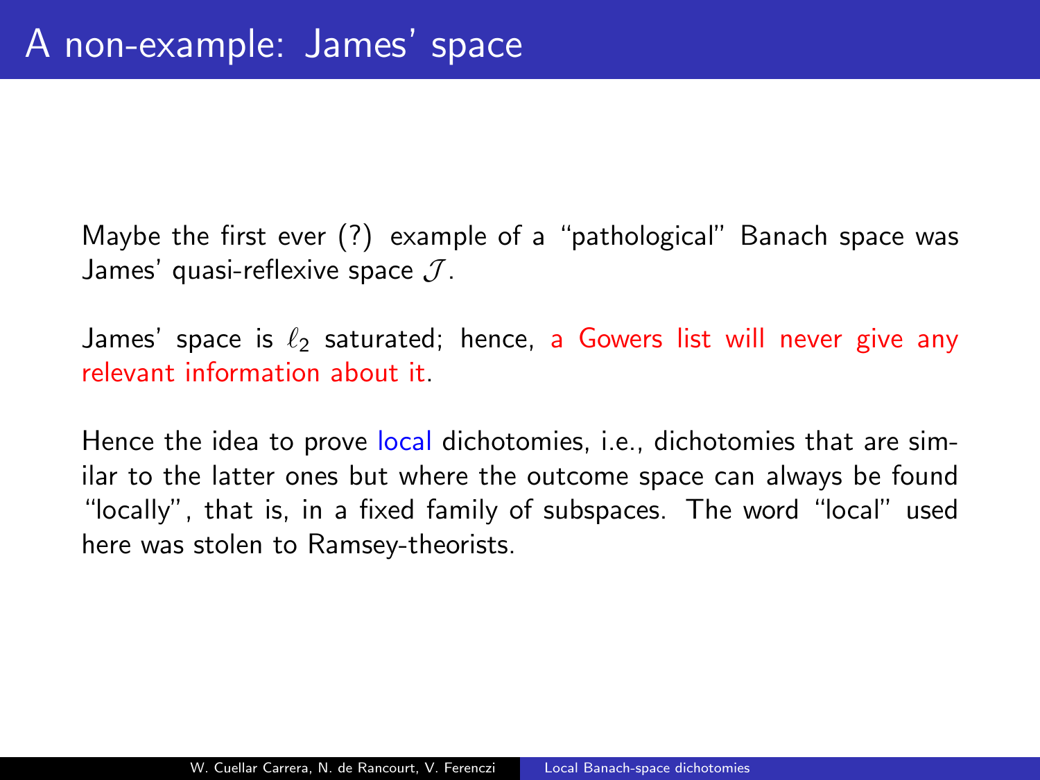# A non-example: James' space

Maybe the first ever (?) example of a "pathological" Banach space was James' quasi-reflexive space $\mathcal{J}$.

James' space is $\ell_2$ saturated; hence, a Gowers list will never give any relevant information about it.

Hence the idea to prove local dichotomies, i.e., dichotomies that are similar to the latter ones but where the outcome space can always be found "locally", that is, in a fixed family of subspaces. The word "local" used here was stolen to Ramsey-theorists.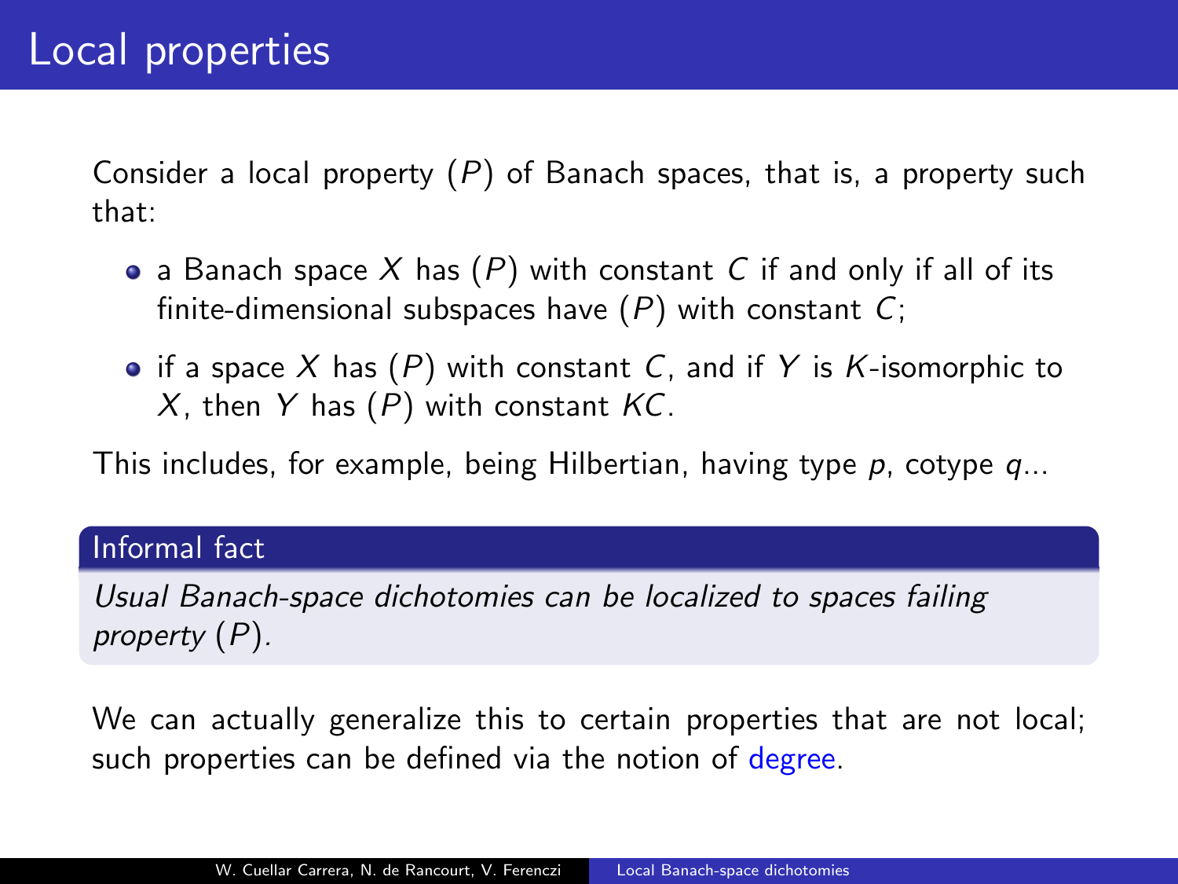# Local properties

Consider a local property $(P)$ of Banach spaces, that is, a property such that:

- a Banach space $X$ has $(P)$ with constant $C$ if and only if all of its finite-dimensional subspaces have $(P)$ with constant $C$;
- if a space $X$ has $(P)$ with constant $C$, and if $Y$ is $K$-isomorphic to $X$, then $Y$ has $(P)$ with constant $KC$.

This includes, for example, being Hilbertian, having type $p$, cotype $q$...

**Informal fact**

*Usual Banach-space dichotomies can be localized to spaces failing property $(P)$.*

We can actually generalize this to certain properties that are not local; such properties can be defined via the notion of degree.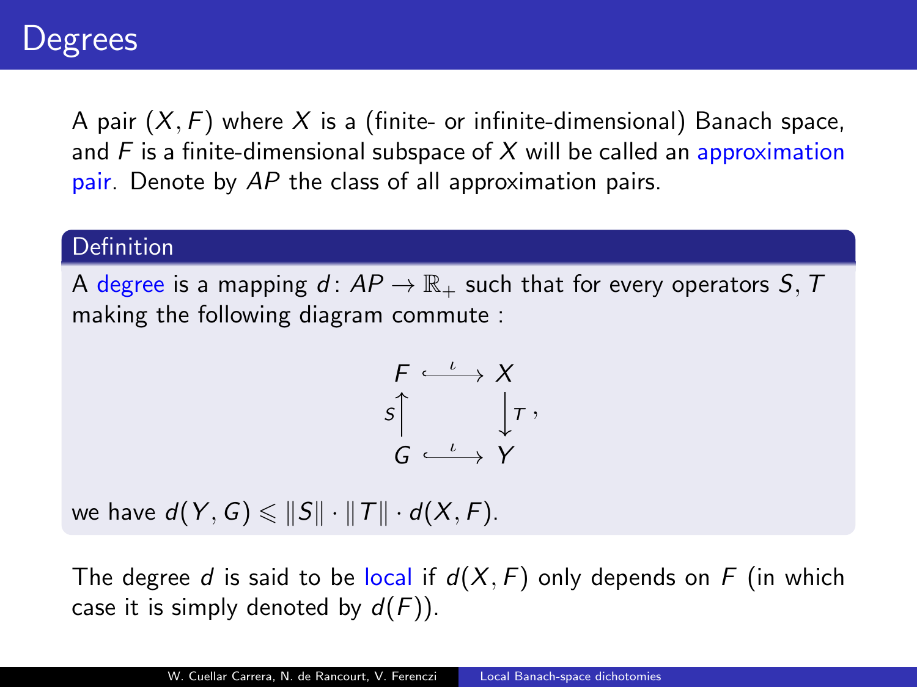# Degrees

A pair $(X, F)$ where $X$ is a (finite- or infinite-dimensional) Banach space, and $F$ is a finite-dimensional subspace of $X$ will be called an approximation pair. Denote by $AP$ the class of all approximation pairs.

**Definition**

A degree is a mapping $d \colon AP \to \mathbb{R}_+$ such that for every operators $S, T$ making the following diagram commute :

$$\begin{array}{ccc} F & \stackrel{\iota}{\hookrightarrow} & X \\ S\uparrow & & \downarrow T \\ G & \stackrel{\iota}{\hookrightarrow} & Y \end{array},$$

we have $d(Y, G) \leqslant \|S\| \cdot \|T\| \cdot d(X, F)$.

The degree $d$ is said to be local if $d(X, F)$ only depends on $F$ (in which case it is simply denoted by $d(F)$).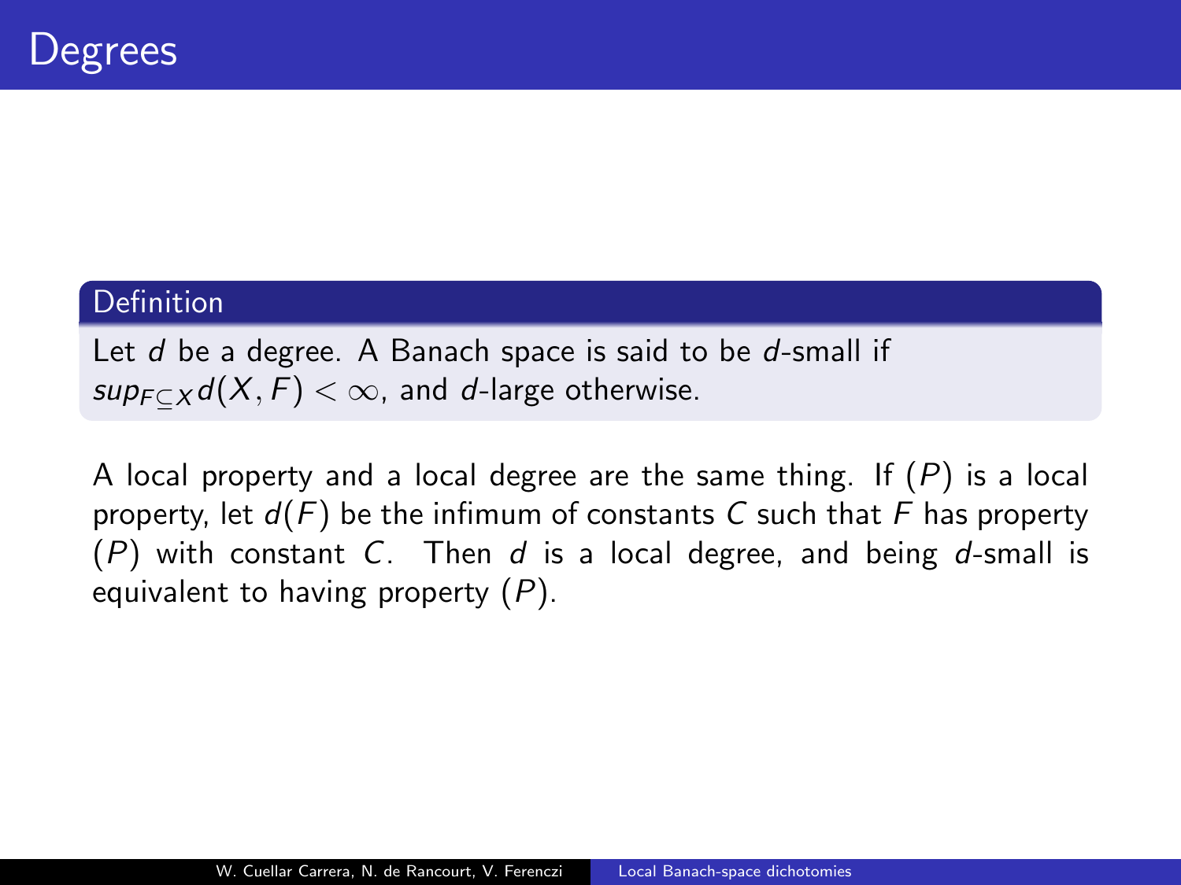# Degrees

**Definition**

Let $d$ be a degree. A Banach space is said to be $d$-small if $sup_{F \subseteq X} d(X, F) < \infty$, and $d$-large otherwise.

A local property and a local degree are the same thing. If $(P)$ is a local property, let $d(F)$ be the infimum of constants $C$ such that $F$ has property $(P)$ with constant $C$. Then $d$ is a local degree, and being $d$-small is equivalent to having property $(P)$.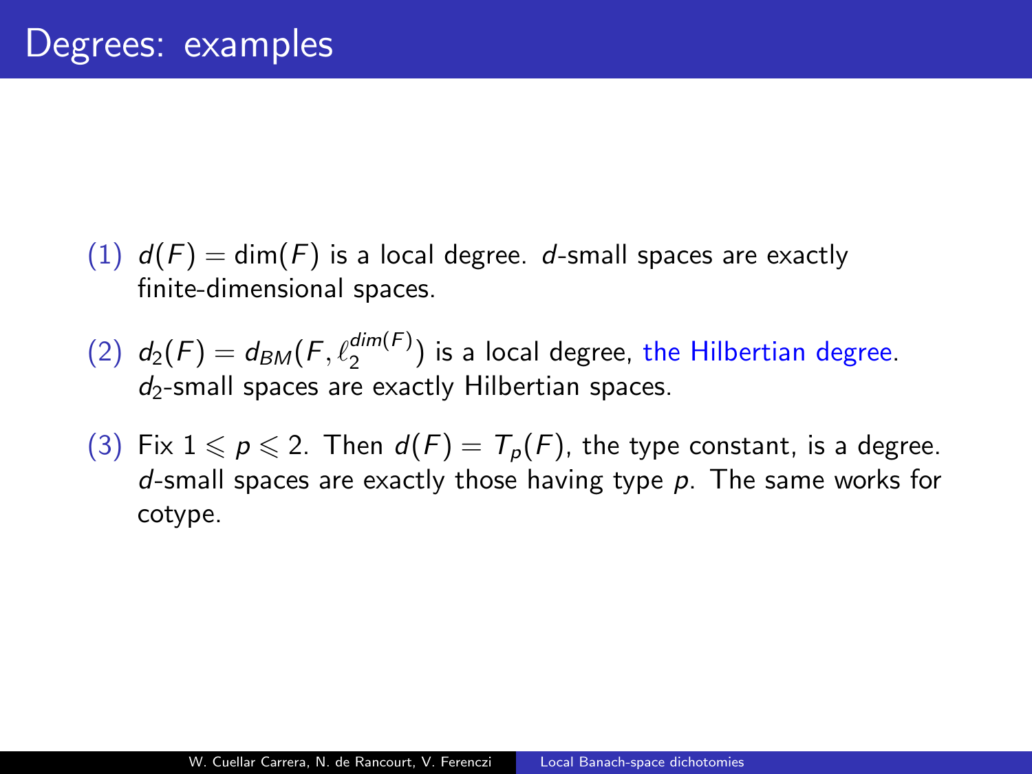# Degrees: examples

(1) $d(F) = \dim(F)$ is a local degree. $d$-small spaces are exactly finite-dimensional spaces.

(2) $d_2(F) = d_{BM}(F, \ell_2^{dim(F)})$ is a local degree, the Hilbertian degree. $d_2$-small spaces are exactly Hilbertian spaces.

(3) Fix $1 \leqslant p \leqslant 2$. Then $d(F) = T_p(F)$, the type constant, is a degree. $d$-small spaces are exactly those having type $p$. The same works for cotype.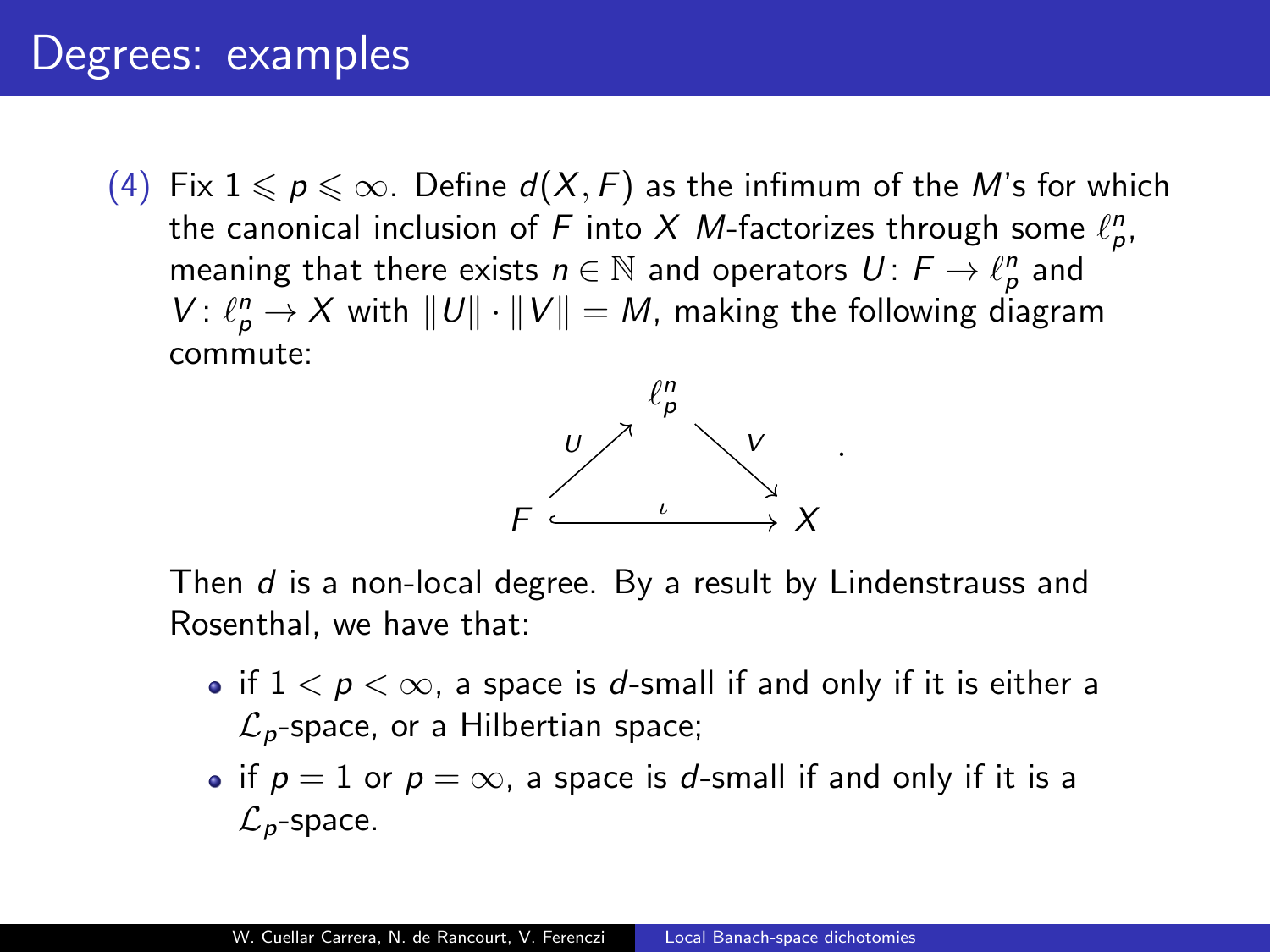# Degrees: examples

(4) Fix $1 \leqslant p \leqslant \infty$. Define $d(X, F)$ as the infimum of the $M$'s for which the canonical inclusion of $F$ into $X$ $M$-factorizes through some $\ell_p^n$, meaning that there exists $n \in \mathbb{N}$ and operators $U \colon F \to \ell_p^n$ and $V \colon \ell_p^n \to X$ with $\|U\| \cdot \|V\| = M$, making the following diagram commute:

$$\begin{array}{ccc} & \ell_p^n & \\ {\scriptstyle U} \nearrow & & \searrow {\scriptstyle V} \\ F & \xhookrightarrow{\quad\iota\quad} & X \end{array}.$$

Then $d$ is a non-local degree. By a result by Lindenstrauss and Rosenthal, we have that:

- if $1 < p < \infty$, a space is $d$-small if and only if it is either a $\mathcal{L}_p$-space, or a Hilbertian space;
- if $p = 1$ or $p = \infty$, a space is $d$-small if and only if it is a $\mathcal{L}_p$-space.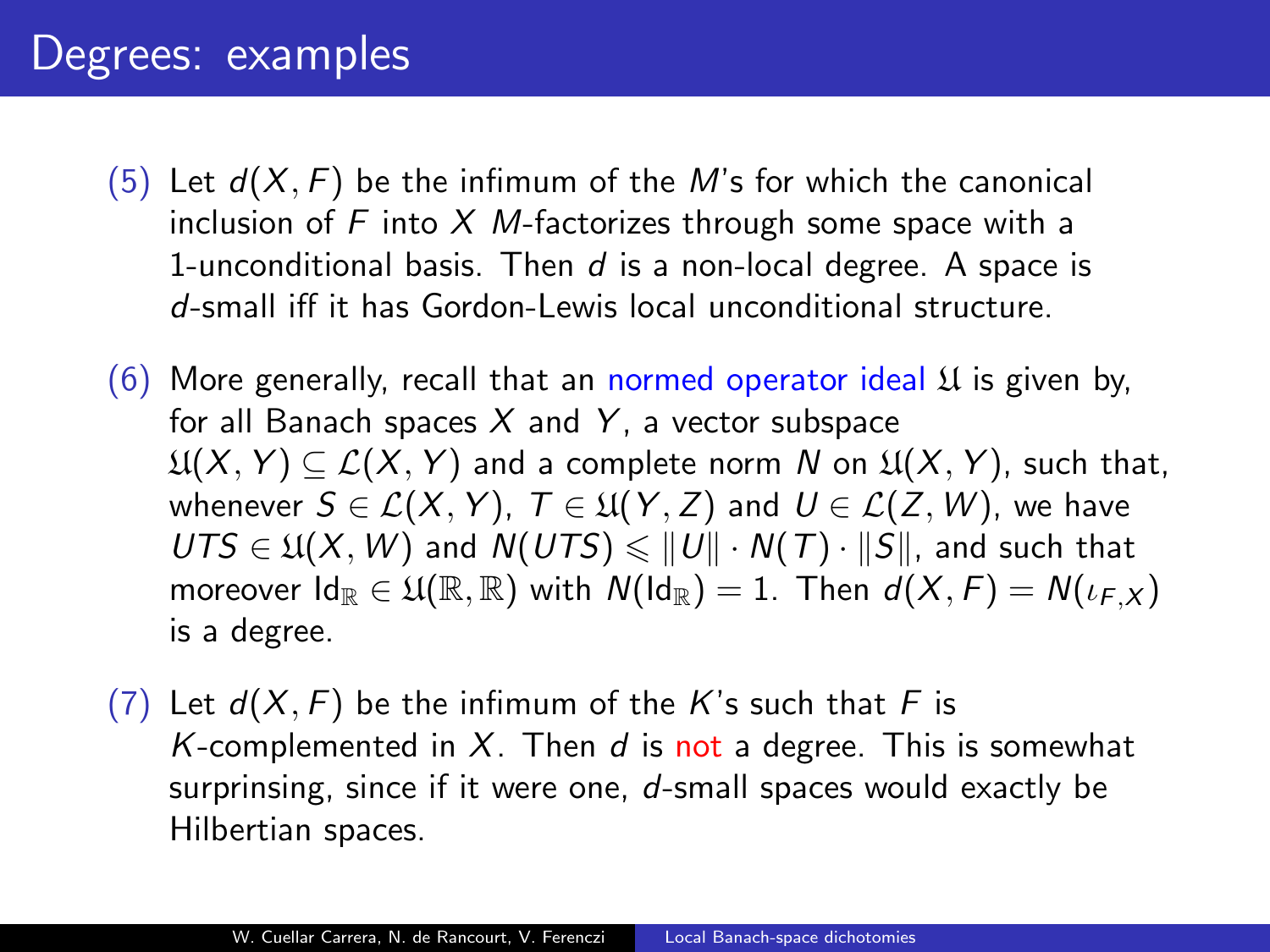# Degrees: examples

(5) Let $d(X, F)$ be the infimum of the $M$'s for which the canonical inclusion of $F$ into $X$ $M$-factorizes through some space with a 1-unconditional basis. Then $d$ is a non-local degree. A space is $d$-small iff it has Gordon-Lewis local unconditional structure.

(6) More generally, recall that an normed operator ideal $\mathfrak{U}$ is given by, for all Banach spaces $X$ and $Y$, a vector subspace $\mathfrak{U}(X, Y) \subseteq \mathcal{L}(X, Y)$ and a complete norm $N$ on $\mathfrak{U}(X, Y)$, such that, whenever $S \in \mathcal{L}(X, Y)$, $T \in \mathfrak{U}(Y, Z)$ and $U \in \mathcal{L}(Z, W)$, we have $UTS \in \mathfrak{U}(X, W)$ and $N(UTS) \leqslant \|U\| \cdot N(T) \cdot \|S\|$, and such that moreover $\mathrm{Id}_{\mathbb{R}} \in \mathfrak{U}(\mathbb{R}, \mathbb{R})$ with $N(\mathrm{Id}_{\mathbb{R}}) = 1$. Then $d(X, F) = N(\iota_{F,X})$ is a degree.

(7) Let $d(X, F)$ be the infimum of the $K$'s such that $F$ is $K$-complemented in $X$. Then $d$ is not a degree. This is somewhat surprinsing, since if it were one, $d$-small spaces would exactly be Hilbertian spaces.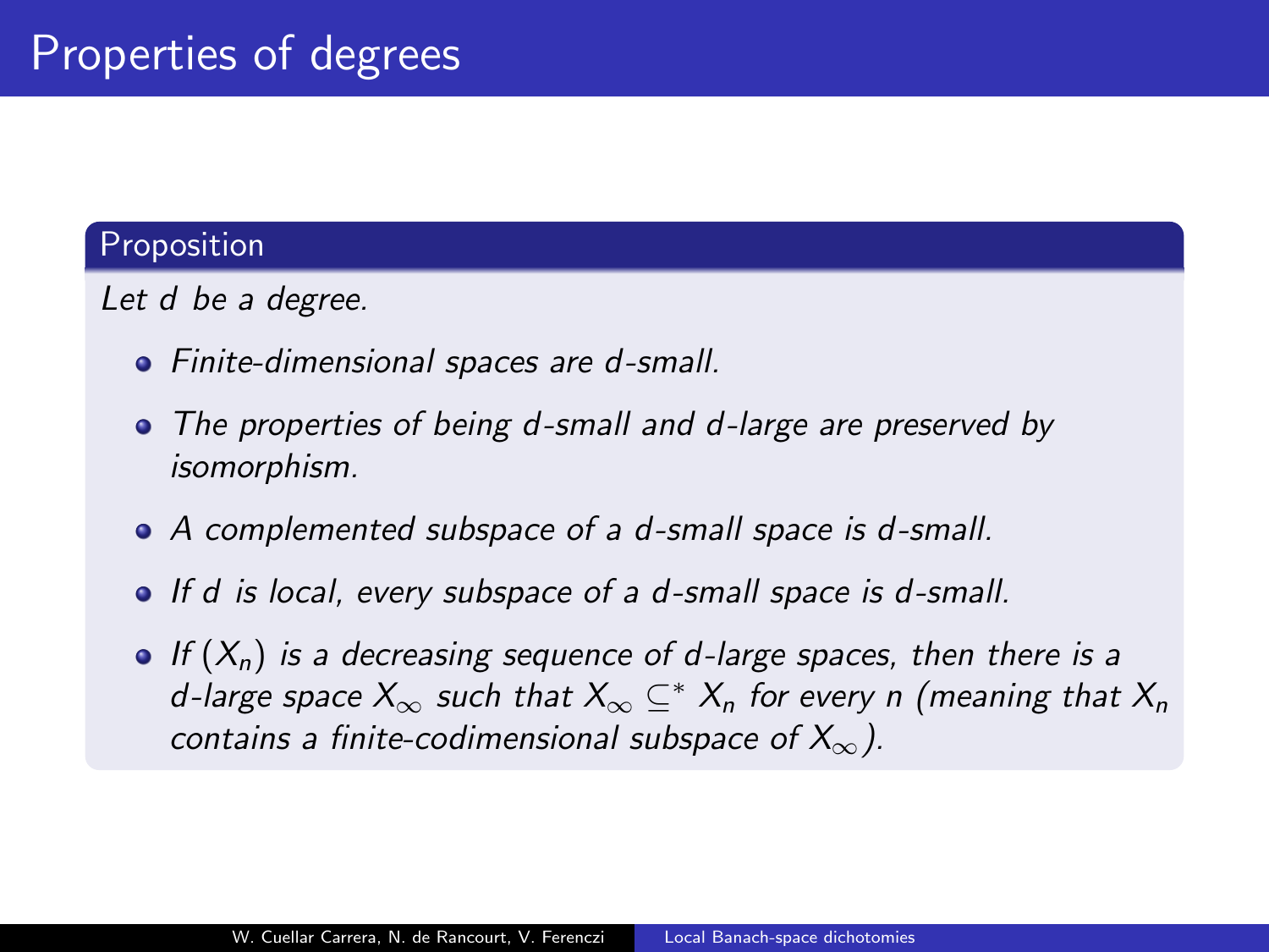# Properties of degrees

**Proposition**

*Let $d$ be a degree.*

- *Finite-dimensional spaces are $d$-small.*
- *The properties of being $d$-small and $d$-large are preserved by isomorphism.*
- *A complemented subspace of a $d$-small space is $d$-small.*
- *If $d$ is local, every subspace of a $d$-small space is $d$-small.*
- *If $(X_n)$ is a decreasing sequence of $d$-large spaces, then there is a $d$-large space $X_\infty$ such that $X_\infty \subseteq^* X_n$ for every $n$ (meaning that $X_n$ contains a finite-codimensional subspace of $X_\infty$).*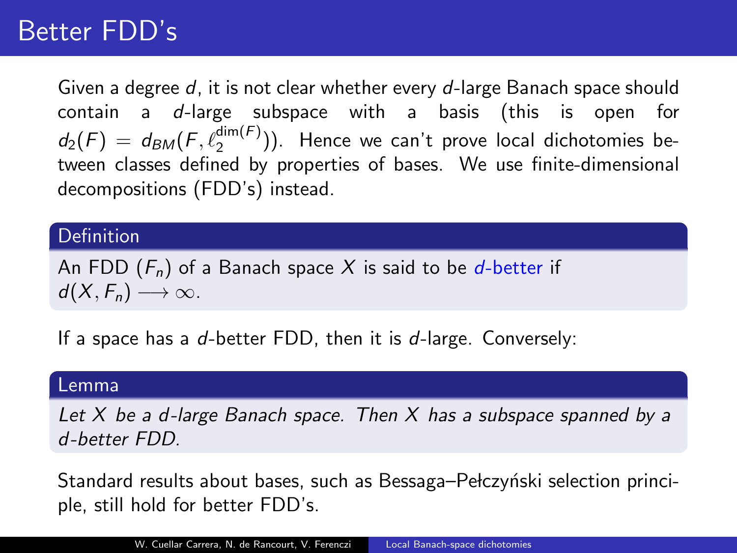# Better FDD's

Given a degree $d$, it is not clear whether every $d$-large Banach space should contain a $d$-large subspace with a basis (this is open for $d_2(F) = d_{BM}(F, \ell_2^{\dim(F)})$). Hence we can't prove local dichotomies between classes defined by properties of bases. We use finite-dimensional decompositions (FDD's) instead.

**Definition**

An FDD $(F_n)$ of a Banach space $X$ is said to be *$d$-better* if $d(X, F_n) \longrightarrow \infty$.

If a space has a $d$-better FDD, then it is $d$-large. Conversely:

**Lemma**

*Let $X$ be a $d$-large Banach space. Then $X$ has a subspace spanned by a $d$-better FDD.*

Standard results about bases, such as Bessaga–Pełczyński selection principle, still hold for better FDD's.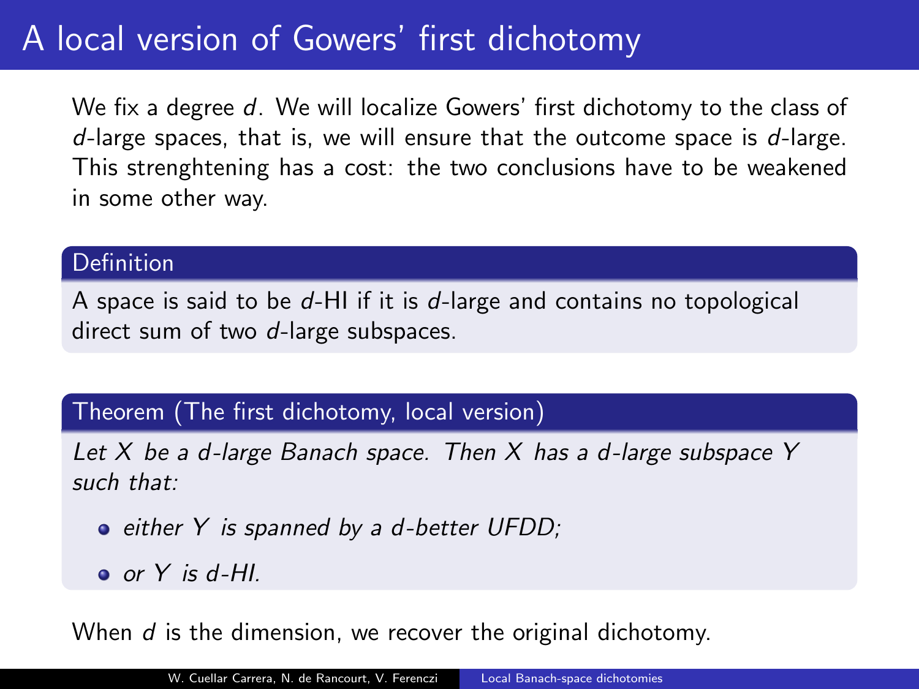# A local version of Gowers' first dichotomy

We fix a degree $d$. We will localize Gowers' first dichotomy to the class of $d$-large spaces, that is, we will ensure that the outcome space is $d$-large. This strenghtening has a cost: the two conclusions have to be weakened in some other way.

**Definition**

A space is said to be $d$-HI if it is $d$-large and contains no topological direct sum of two $d$-large subspaces.

**Theorem (The first dichotomy, local version)**

*Let $X$ be a $d$-large Banach space. Then $X$ has a $d$-large subspace $Y$ such that:*

- *either $Y$ is spanned by a $d$-better UFDD;*
- *or $Y$ is $d$-HI.*

When $d$ is the dimension, we recover the original dichotomy.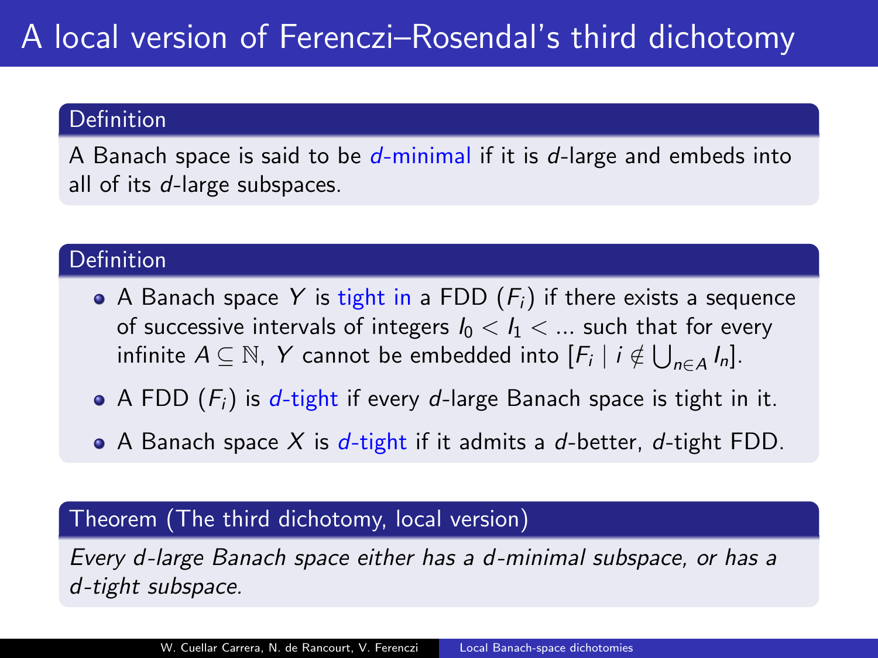# A local version of Ferenczi–Rosendal's third dichotomy

**Definition**

A Banach space is said to be $d$-minimal if it is $d$-large and embeds into all of its $d$-large subspaces.

**Definition**

- A Banach space $Y$ is tight in a FDD $(F_i)$ if there exists a sequence of successive intervals of integers $I_0 < I_1 < \ldots$ such that for every infinite $A \subseteq \mathbb{N}$, $Y$ cannot be embedded into $[F_i \mid i \notin \bigcup_{n \in A} I_n]$.
- A FDD $(F_i)$ is $d$-tight if every $d$-large Banach space is tight in it.
- A Banach space $X$ is $d$-tight if it admits a $d$-better, $d$-tight FDD.

**Theorem (The third dichotomy, local version)**

*Every $d$-large Banach space either has a $d$-minimal subspace, or has a $d$-tight subspace.*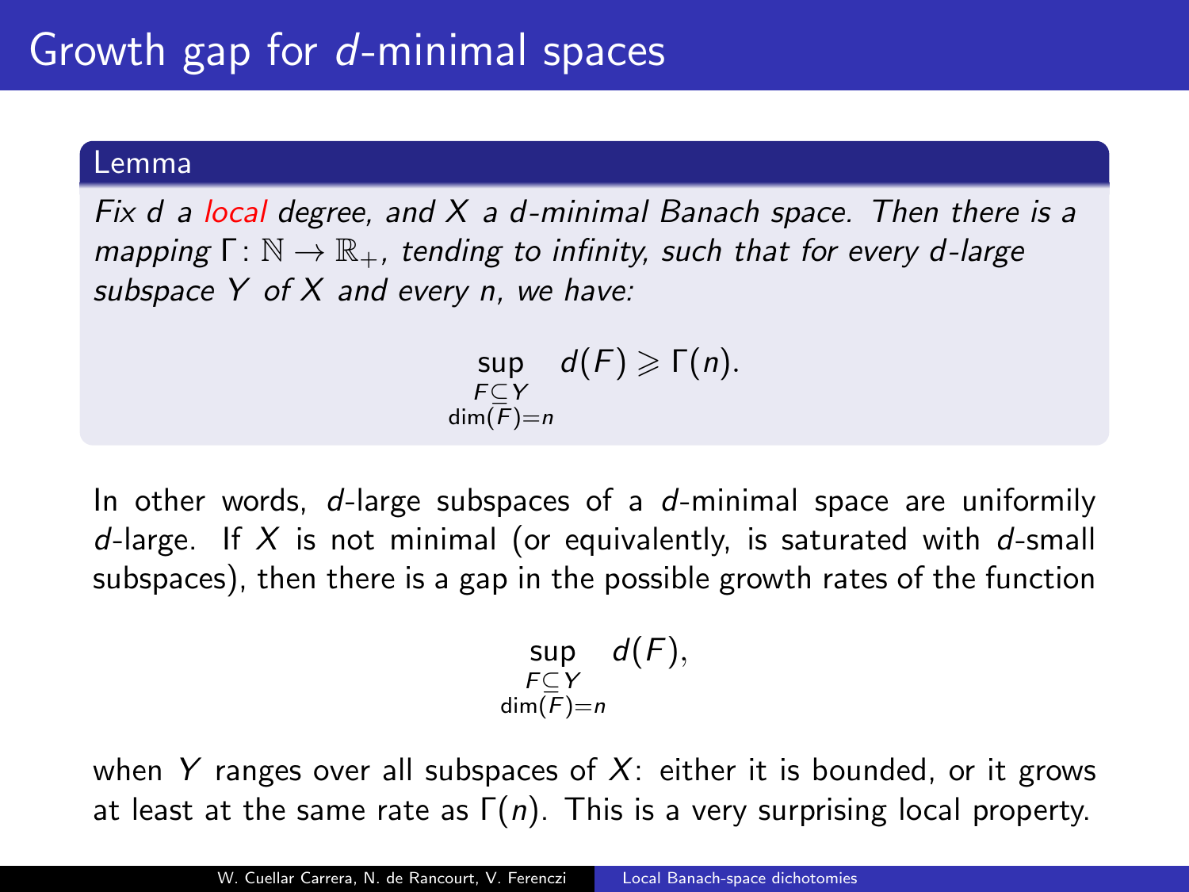# Growth gap for $d$-minimal spaces

**Lemma**

*Fix $d$ a local degree, and $X$ a $d$-minimal Banach space. Then there is a mapping $\Gamma\colon \mathbb{N} \to \mathbb{R}_+$, tending to infinity, such that for every $d$-large subspace $Y$ of $X$ and every $n$, we have:*

$$\sup_{\substack{F \subseteq Y \\ \dim(F)=n}} d(F) \geqslant \Gamma(n).$$

In other words, $d$-large subspaces of a $d$-minimal space are uniformly $d$-large. If $X$ is not minimal (or equivalently, is saturated with $d$-small subspaces), then there is a gap in the possible growth rates of the function

$$\sup_{\substack{F \subseteq Y \\ \dim(F)=n}} d(F),$$

when $Y$ ranges over all subspaces of $X$: either it is bounded, or it grows at least at the same rate as $\Gamma(n)$. This is a very surprising local property.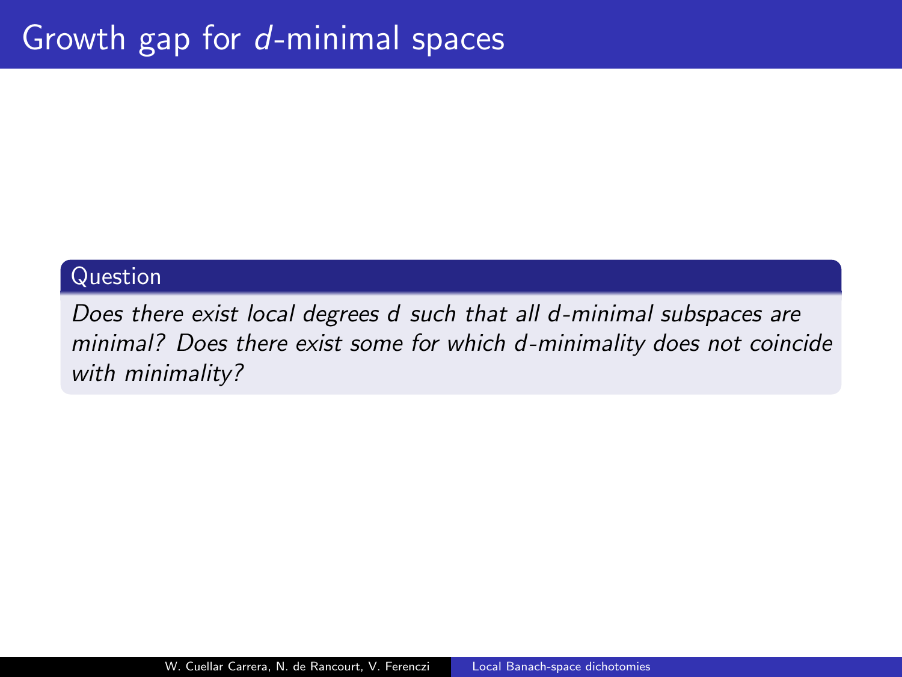# Growth gap for $d$-minimal spaces

**Question**

*Does there exist local degrees $d$ such that all $d$-minimal subspaces are minimal? Does there exist some for which $d$-minimality does not coincide with minimality?*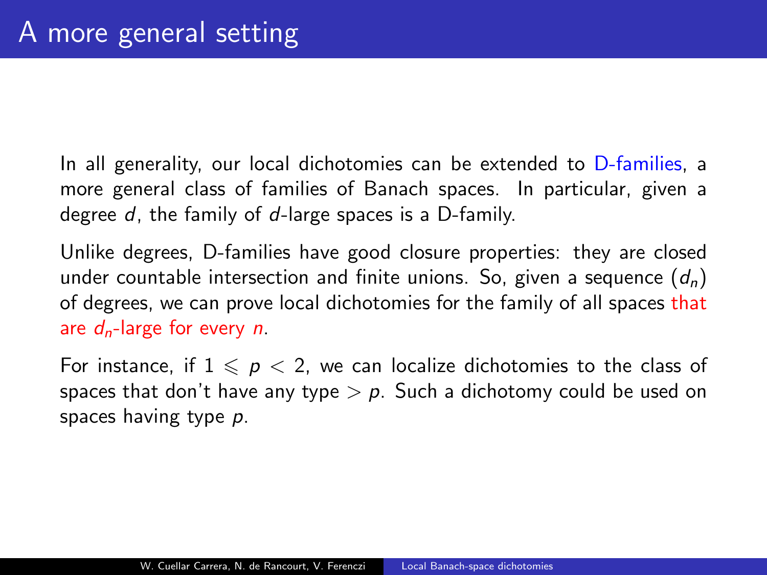# A more general setting

In all generality, our local dichotomies can be extended to D-families, a more general class of families of Banach spaces. In particular, given a degree $d$, the family of $d$-large spaces is a D-family.

Unlike degrees, D-families have good closure properties: they are closed under countable intersection and finite unions. So, given a sequence $(d_n)$ of degrees, we can prove local dichotomies for the family of all spaces that are $d_n$-large for every $n$.

For instance, if $1 \leqslant p < 2$, we can localize dichotomies to the class of spaces that don't have any type $> p$. Such a dichotomy could be used on spaces having type $p$.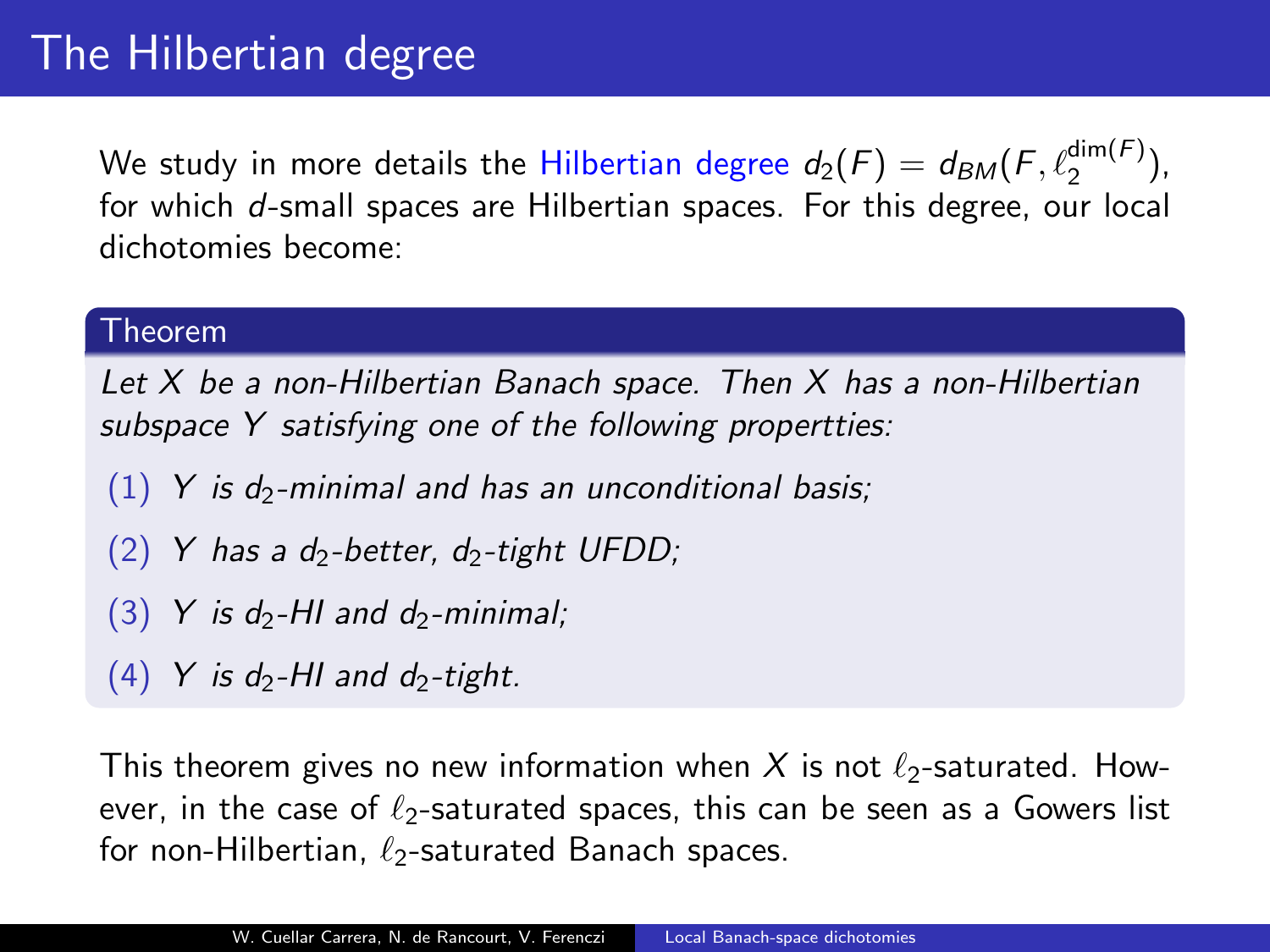# The Hilbertian degree

We study in more details the Hilbertian degree $d_2(F) = d_{BM}(F, \ell_2^{\dim(F)})$, for which $d$-small spaces are Hilbertian spaces. For this degree, our local dichotomies become:

**Theorem**

*Let $X$ be a non-Hilbertian Banach space. Then $X$ has a non-Hilbertian subspace $Y$ satisfying one of the following propertties:*

1. *$Y$ is $d_2$-minimal and has an unconditional basis;*
2. *$Y$ has a $d_2$-better, $d_2$-tight UFDD;*
3. *$Y$ is $d_2$-HI and $d_2$-minimal;*
4. *$Y$ is $d_2$-HI and $d_2$-tight.*

This theorem gives no new information when $X$ is not $\ell_2$-saturated. However, in the case of $\ell_2$-saturated spaces, this can be seen as a Gowers list for non-Hilbertian, $\ell_2$-saturated Banach spaces.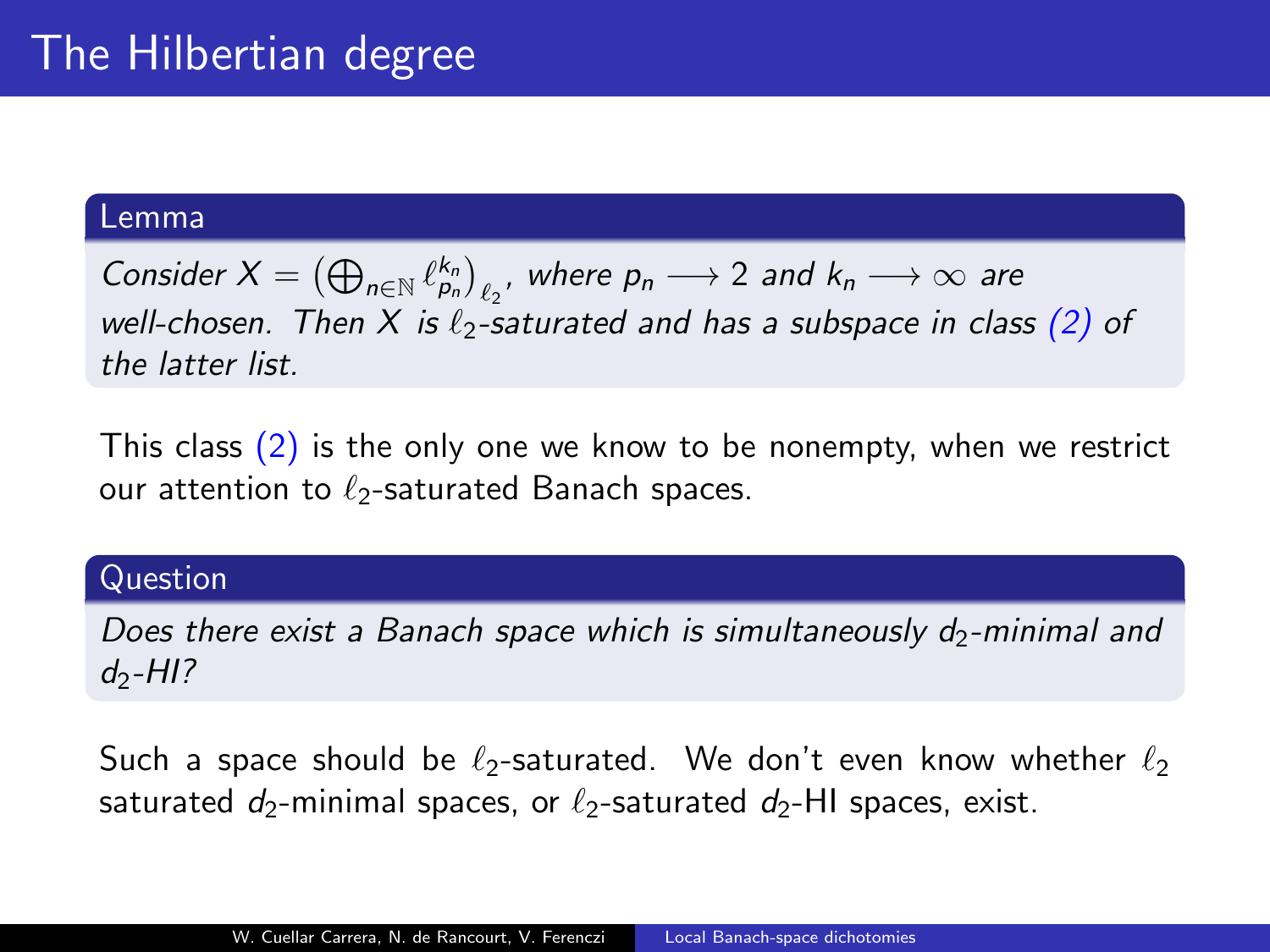# The Hilbertian degree

**Lemma**

*Consider $X = \left(\bigoplus_{n\in\mathbb{N}} \ell_{p_n}^{k_n}\right)_{\ell_2}$, where $p_n \longrightarrow 2$ and $k_n \longrightarrow \infty$ are well-chosen. Then $X$ is $\ell_2$-saturated and has a subspace in class (2) of the latter list.*

This class (2) is the only one we know to be nonempty, when we restrict our attention to $\ell_2$-saturated Banach spaces.

**Question**

*Does there exist a Banach space which is simultaneously $d_2$-minimal and $d_2$-HI?*

Such a space should be $\ell_2$-saturated. We don't even know whether $\ell_2$ saturated $d_2$-minimal spaces, or $\ell_2$-saturated $d_2$-HI spaces, exist.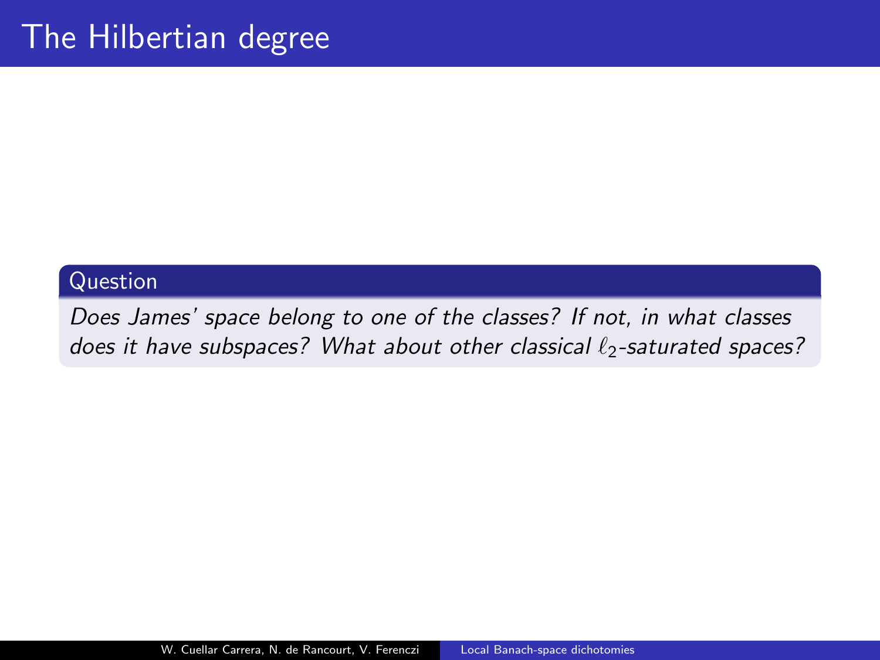# The Hilbertian degree

**Question**

*Does James' space belong to one of the classes? If not, in what classes does it have subspaces? What about other classical $\ell_2$-saturated spaces?*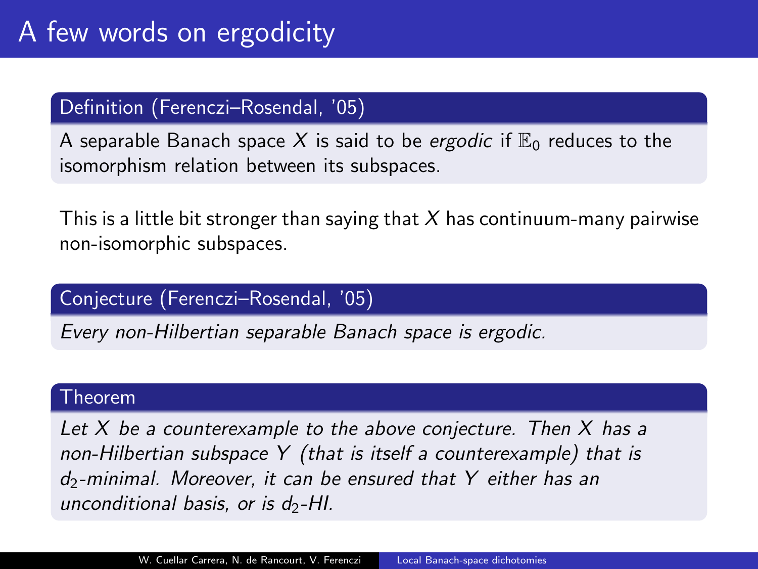# A few words on ergodicity

**Definition (Ferenczi–Rosendal, '05)**

A separable Banach space $X$ is said to be *ergodic* if $\mathbb{E}_0$ reduces to the isomorphism relation between its subspaces.

This is a little bit stronger than saying that $X$ has continuum-many pairwise non-isomorphic subspaces.

**Conjecture (Ferenczi–Rosendal, '05)**

*Every non-Hilbertian separable Banach space is ergodic.*

**Theorem**

*Let $X$ be a counterexample to the above conjecture. Then $X$ has a non-Hilbertian subspace $Y$ (that is itself a counterexample) that is $d_2$-minimal. Moreover, it can be ensured that $Y$ either has an unconditional basis, or is $d_2$-HI.*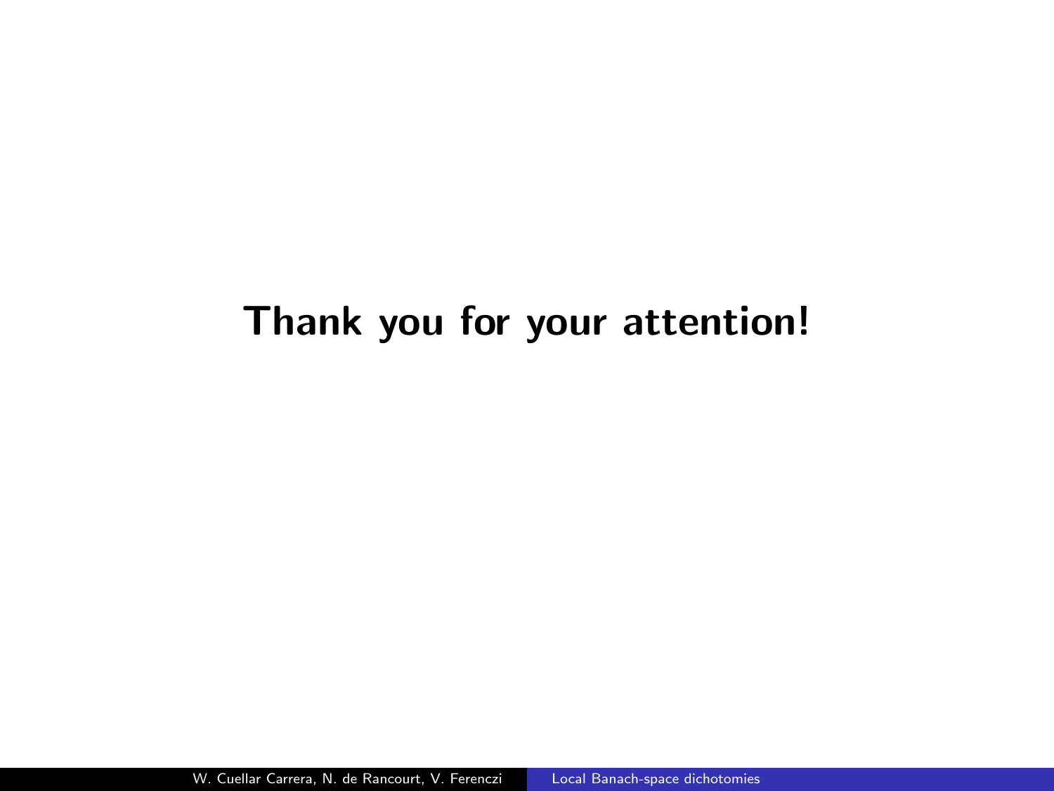**Thank you for your attention!**